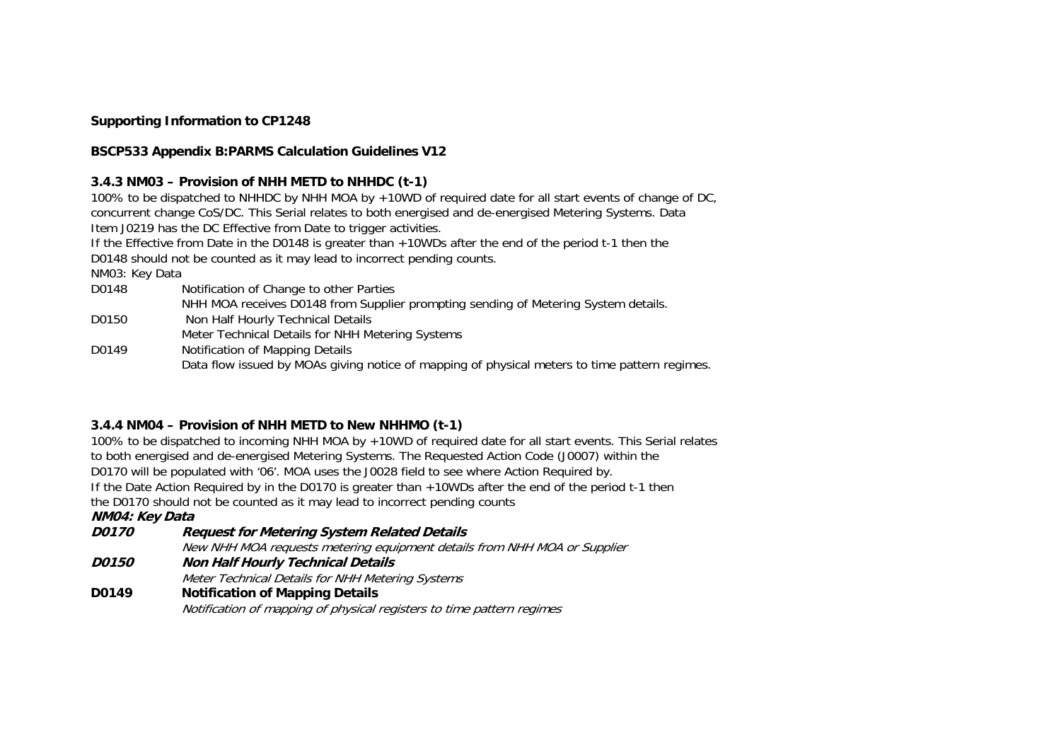**Supporting Information to CP1248**

**BSCP533 Appendix B:PARMS Calculation Guidelines V12**

### 3.4.3 NM03 – Provision of NHH METD to NHHDC (t-1)

100% to be dispatched to NHHDC by NHH MOA by +10WD of required date for all start events of change of DC, concurrent change CoS/DC. This Serial relates to both energised and de-energised Metering Systems. Data Item J0219 has the DC Effective from Date to trigger activities.

If the Effective from Date in the D0148 is greater than +10WDs after the end of the period t-1 then the D0148 should not be counted as it may lead to incorrect pending counts.

NM03: Key Data

| | |
|---|---|
| D0148 | Notification of Change to other Parties<br>NHH MOA receives D0148 from Supplier prompting sending of Metering System details. |
| D0150 | Non Half Hourly Technical Details<br>Meter Technical Details for NHH Metering Systems |
| D0149 | Notification of Mapping Details<br>Data flow issued by MOAs giving notice of mapping of physical meters to time pattern regimes. |

### 3.4.4 NM04 – Provision of NHH METD to New NHHMO (t-1)

100% to be dispatched to incoming NHH MOA by +10WD of required date for all start events. This Serial relates to both energised and de-energised Metering Systems. The Requested Action Code (J0007) within the D0170 will be populated with '06'. MOA uses the J0028 field to see where Action Required by.

If the Date Action Required by in the D0170 is greater than +10WDs after the end of the period t-1 then the D0170 should not be counted as it may lead to incorrect pending counts

***NM04: Key Data***

| | |
|---|---|
| ***D0170*** | ***Request for Metering System Related Details***<br>*New NHH MOA requests metering equipment details from NHH MOA or Supplier* |
| ***D0150*** | ***Non Half Hourly Technical Details***<br>*Meter Technical Details for NHH Metering Systems* |
| **D0149** | **Notification of Mapping Details**<br>*Notification of mapping of physical registers to time pattern regimes* |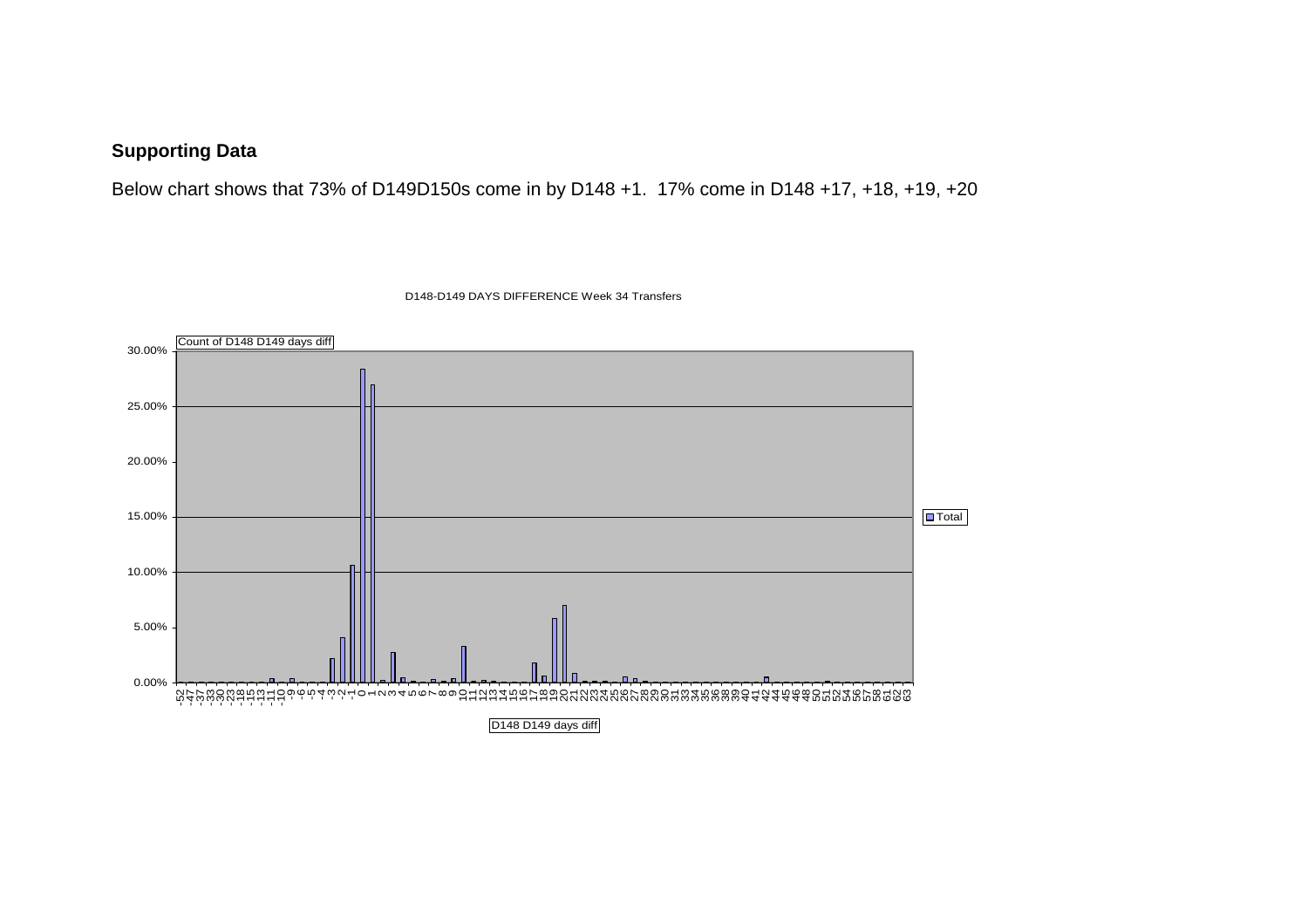## Supporting Data

Below chart shows that 73% of D149D150s come in by D148 +1. 17% come in D148 +17, +18, +19, +20

D148-D149 DAYS DIFFERENCE Week 34 Transfers

Count of D148 D149 days diff

30.00%

25.00%

20.00%

15.00%

10.00%

5.00%

0.00%

-52 -47 -37 -33 -30 -23 -18 -15 -13 -11 -10 -9 -6 -5 -4 -3 -2 -1 0 1 2 3 4 5 6 7 8 9 10 11 12 13 14 15 16 17 18 19 20 21 22 23 24 25 26 27 28 29 30 31 33 34 35 36 38 39 40 41 42 44 45 46 48 50 51 52 54 56 57 58 61 62 63

D148 D149 days diff

Total